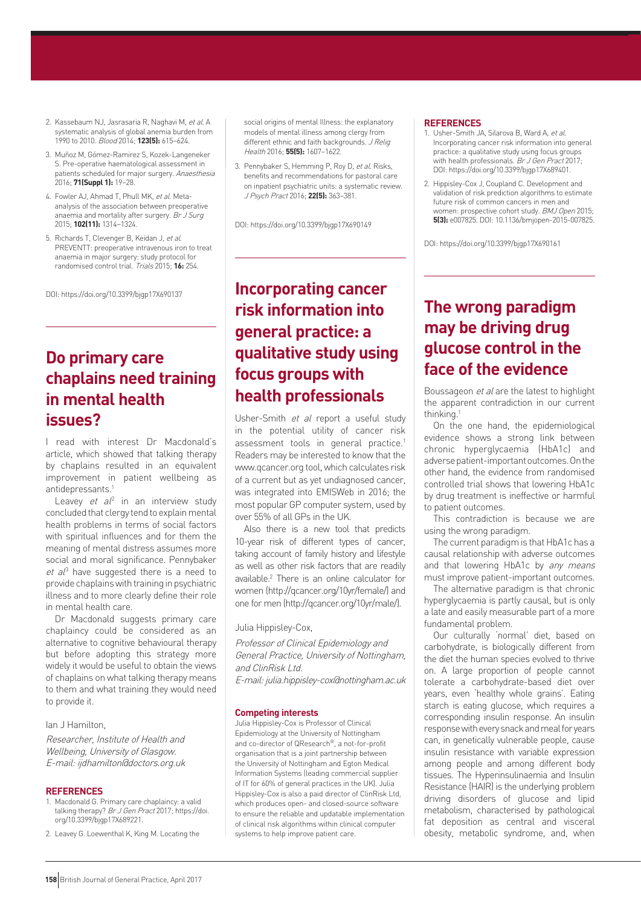2. Kassebaum NJ, Jasrasaria R, Naghavi M, *et al*. A systematic analysis of global anemia burden from 1990 to 2010. *Blood* 2014; **123(5):** 615–624.
3. Muñoz M, Gómez-Ramirez S, Kozek-Langeneker S. Pre-operative haematological assessment in patients scheduled for major surgery. *Anaesthesia* 2016; **71(Suppl 1):** 19–28.
4. Fowler AJ, Ahmad T, Phull MK, *et al*. Meta-analysis of the association between preoperative anaemia and mortality after surgery. *Br J Surg* 2015; **102(11):** 1314–1324.
5. Richards T, Clevenger B, Keidan J, *et al*. PREVENTT: preoperative intravenous iron to treat anaemia in major surgery: study protocol for randomised control trial. *Trials* 2015; **16:** 254.

DOI: https://doi.org/10.3399/bjgp17X690137

# Do primary care chaplains need training in mental health issues?

I read with interest Dr Macdonald's article, which showed that talking therapy by chaplains resulted in an equivalent improvement in patient wellbeing as antidepressants.[1]

Leavey *et al*[2] in an interview study concluded that clergy tend to explain mental health problems in terms of social factors with spiritual influences and for them the meaning of mental distress assumes more social and moral significance. Pennybaker *et al*[3] have suggested there is a need to provide chaplains with training in psychiatric illness and to more clearly define their role in mental health care.

Dr Macdonald suggests primary care chaplaincy could be considered as an alternative to cognitive behavioural therapy but before adopting this strategy more widely it would be useful to obtain the views of chaplains on what talking therapy means to them and what training they would need to provide it.

Ian J Hamilton,

*Researcher, Institute of Health and Wellbeing, University of Glasgow.*
*E-mail: ijdhamilton@doctors.org.uk*

### REFERENCES

1. Macdonald G. Primary care chaplaincy: a valid talking therapy? *Br J Gen Pract* 2017; https://doi.org/10.3399/bjgp17X689221.
2. Leavey G. Loewenthal K, King M. Locating the social origins of mental Illness: the explanatory models of mental illness among clergy from different ethnic and faith backgrounds. *J Relig Health* 2016; **55(5):** 1607–1622.
3. Pennybaker S, Hemming P, Roy D, *et al*. Risks, benefits and recommendations for pastoral care on inpatient psychiatric units: a systematic review. *J Psych Pract* 2016; **22(5):** 363–381.

DOI: https://doi.org/10.3399/bjgp17X690149

# Incorporating cancer risk information into general practice: a qualitative study using focus groups with health professionals

Usher-Smith *et al* report a useful study in the potential utility of cancer risk assessment tools in general practice.[1] Readers may be interested to know that the www.qcancer.org tool, which calculates risk of a current but as yet undiagnosed cancer, was integrated into EMISWeb in 2016; the most popular GP computer system, used by over 55% of all GPs in the UK.

Also there is a new tool that predicts 10-year risk of different types of cancer, taking account of family history and lifestyle as well as other risk factors that are readily available.[2] There is an online calculator for women (http://qcancer.org/10yr/female/) and one for men (http://qcancer.org/10yr/male/).

Julia Hippisley-Cox,

*Professor of Clinical Epidemiology and General Practice, University of Nottingham, and ClinRisk Ltd.*
*E-mail: julia.hippisley-cox@nottingham.ac.uk*

### Competing interests

Julia Hippisley-Cox is Professor of Clinical Epidemiology at the University of Nottingham and co-director of QResearch®, a not-for-profit organisation that is a joint partnership between the University of Nottingham and Egton Medical Information Systems (leading commercial supplier of IT for 60% of general practices in the UK). Julia Hippisley-Cox is also a paid director of ClinRisk Ltd, which produces open- and closed-source software to ensure the reliable and updatable implementation of clinical risk algorithms within clinical computer systems to help improve patient care.

### REFERENCES

1. Usher-Smith JA, Silarova B, Ward A, *et al*. Incorporating cancer risk information into general practice: a qualitative study using focus groups with health professionals. *Br J Gen Pract* 2017; DOI: https://doi.org/10.3399/bjgp17X689401.
2. Hippisley-Cox J, Coupland C. Development and validation of risk prediction algorithms to estimate future risk of common cancers in men and women: prospective cohort study. *BMJ Open* 2015; **5(3):** e007825. DOI: 10.1136/bmjopen-2015-007825.

DOI: https://doi.org/10.3399/bjgp17X690161

# The wrong paradigm may be driving drug glucose control in the face of the evidence

Boussageon *et al* are the latest to highlight the apparent contradiction in our current thinking.[1]

On the one hand, the epidemiological evidence shows a strong link between chronic hyperglycaemia (HbA1c) and adverse patient-important outcomes. On the other hand, the evidence from randomised controlled trial shows that lowering HbA1c by drug treatment is ineffective or harmful to patient outcomes.

This contradiction is because we are using the wrong paradigm.

The current paradigm is that HbA1c has a causal relationship with adverse outcomes and that lowering HbA1c by *any means* must improve patient-important outcomes.

The alternative paradigm is that chronic hyperglycaemia is partly causal, but is only a late and easily measurable part of a more fundamental problem.

Our culturally 'normal' diet, based on carbohydrate, is biologically different from the diet the human species evolved to thrive on. A large proportion of people cannot tolerate a carbohydrate-based diet over years, even 'healthy whole grains'. Eating starch is eating glucose, which requires a corresponding insulin response. An insulin response with every snack and meal for years can, in genetically vulnerable people, cause insulin resistance with variable expression among people and among different body tissues. The Hyperinsulinaemia and Insulin Resistance (HAIR) is the underlying problem driving disorders of glucose and lipid metabolism, characterised by pathological fat deposition as central and visceral obesity, metabolic syndrome, and, when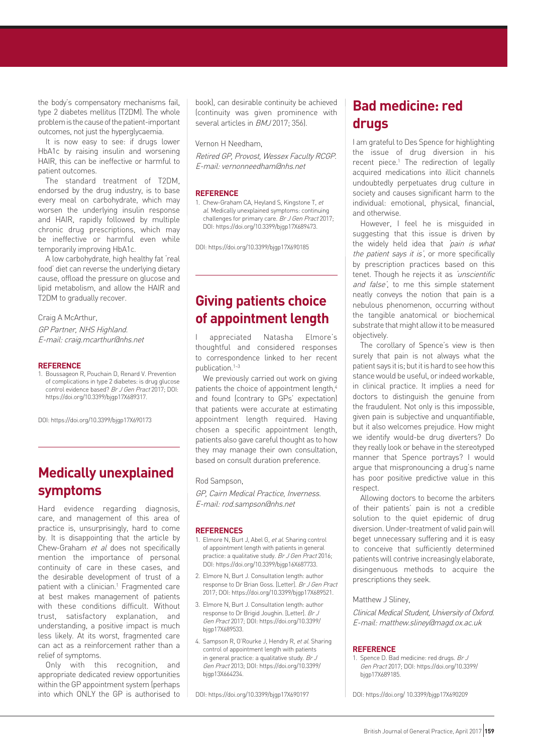the body's compensatory mechanisms fail, type 2 diabetes mellitus (T2DM). The whole problem is the cause of the patient-important outcomes, not just the hyperglycaemia.

It is now easy to see: if drugs lower HbA1c by raising insulin and worsening HAIR, this can be ineffective or harmful to patient outcomes.

The standard treatment of T2DM, endorsed by the drug industry, is to base every meal on carbohydrate, which may worsen the underlying insulin response and HAIR, rapidly followed by multiple chronic drug prescriptions, which may be ineffective or harmful even while temporarily improving HbA1c.

A low carbohydrate, high healthy fat 'real food' diet can reverse the underlying dietary cause, offload the pressure on glucose and lipid metabolism, and allow the HAIR and T2DM to gradually recover.

Craig A McArthur,

*GP Partner, NHS Highland.*
*E-mail: craig.mcarthur@nhs.net*

#### REFERENCE

1. Boussageon R, Pouchain D, Renard V. Prevention of complications in type 2 diabetes: is drug glucose control evidence based? *Br J Gen Pract* 2017; DOI: https://doi.org/10.3399/bjgp17X689317.

DOI: https://doi.org/10.3399/bjgp17X690173

## Medically unexplained symptoms

Hard evidence regarding diagnosis, care, and management of this area of practice is, unsurprisingly, hard to come by. It is disappointing that the article by Chew-Graham *et al* does not specifically mention the importance of personal continuity of care in these cases, and the desirable development of trust of a patient with a clinician.[1] Fragmented care at best makes management of patients with these conditions difficult. Without trust, satisfactory explanation, and understanding, a positive impact is much less likely. At its worst, fragmented care can act as a reinforcement rather than a relief of symptoms.

Only with this recognition, and appropriate dedicated review opportunities within the GP appointment system (perhaps into which ONLY the GP is authorised to book), can desirable continuity be achieved (continuity was given prominence with several articles in *BMJ* 2017; 356).

Vernon H Needham,

*Retired GP, Provost, Wessex Faculty RCGP.*
*E-mail: vernonneedham@nhs.net*

#### REFERENCE

1. Chew-Graham CA, Heyland S, Kingstone T, *et al*. Medically unexplained symptoms: continuing challenges for primary care. *Br J Gen Pract* 2017; DOI: https://doi.org/10.3399/bjgp17X689473.

DOI: https://doi.org/10.3399/bjgp17X690185

## Giving patients choice of appointment length

I appreciated Natasha Elmore's thoughtful and considered responses to correspondence linked to her recent publication.[1–3]

We previously carried out work on giving patients the choice of appointment length,[4] and found (contrary to GPs' expectation) that patients were accurate at estimating appointment length required. Having chosen a specific appointment length, patients also gave careful thought as to how they may manage their own consultation, based on consult duration preference.

Rod Sampson,

*GP, Cairn Medical Practice, Inverness.*
*E-mail: rod.sampson@nhs.net*

#### REFERENCES

1. Elmore N, Burt J, Abel G, *et al*. Sharing control of appointment length with patients in general practice: a qualitative study. *Br J Gen Pract* 2016; DOI: https://doi.org/10.3399/bjgp16X687733.
2. Elmore N, Burt J. Consultation length: author response to Dr Brian Goss. [Letter]. *Br J Gen Pract* 2017; DOI: https://doi.org/10.3399/bjgp17X689521.
3. Elmore N, Burt J. Consultation length: author response to Dr Brigid Joughin. [Letter]. *Br J Gen Pract* 2017; DOI: https://doi.org/10.3399/bjgp17X689533.
4. Sampson R, O'Rourke J, Hendry R, *et al*. Sharing control of appointment length with patients in general practice: a qualitative study. *Br J Gen Pract* 2013; DOI: https://doi.org/10.3399/bjgp13X664234.

DOI: https://doi.org/10.3399/bjgp17X690197

## Bad medicine: red drugs

I am grateful to Des Spence for highlighting the issue of drug diversion in his recent piece.[1] The redirection of legally acquired medications into illicit channels undoubtedly perpetuates drug culture in society and causes significant harm to the individual: emotional, physical, financial, and otherwise.

However, I feel he is misguided in suggesting that this issue is driven by the widely held idea that *'pain is what the patient says it is'*, or more specifically by prescription practices based on this tenet. Though he rejects it as *'unscientific and false'*, to me this simple statement neatly conveys the notion that pain is a nebulous phenomenon, occurring without the tangible anatomical or biochemical substrate that might allow it to be measured objectively.

The corollary of Spence's view is then surely that pain is not always what the patient says it is; but it is hard to see how this stance would be useful, or indeed workable, in clinical practice. It implies a need for doctors to distinguish the genuine from the fraudulent. Not only is this impossible, given pain is subjective and unquantifiable, but it also welcomes prejudice. How might we identify would-be drug diverters? Do they really look or behave in the stereotyped manner that Spence portrays? I would argue that mispronouncing a drug's name has poor positive predictive value in this respect.

Allowing doctors to become the arbiters of their patients' pain is not a credible solution to the quiet epidemic of drug diversion. Under-treatment of valid pain will beget unnecessary suffering and it is easy to conceive that sufficiently determined patients will contrive increasingly elaborate, disingenuous methods to acquire the prescriptions they seek.

Matthew J Sliney,

*Clinical Medical Student, University of Oxford.*
*E-mail: matthew.sliney@magd.ox.ac.uk*

#### REFERENCE

1. Spence D. Bad medicine: red drugs. *Br J Gen Pract* 2017; DOI: https://doi.org/10.3399/bjgp17X689185.

DOI: https://doi.org/ 10.3399/bjgp17X690209